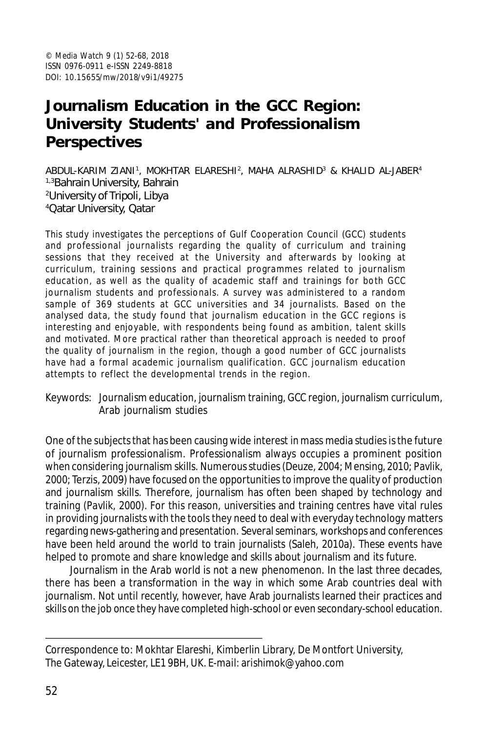# Journalism Education in the GCC Region: University Students' and Professionalism Perspectives

ABDUL-KARIM ZIANI[1], MOKHTAR ELARESHI[2], MAHA ALRASHID[3] & KHALID AL-JABER[4]

[1,3]Bahrain University, Bahrain
[2]University of Tripoli, Libya
[4]Qatar University, Qatar

This study investigates the perceptions of Gulf Cooperation Council (GCC) students and professional journalists regarding the quality of curriculum and training sessions that they received at the University and afterwards by looking at curriculum, training sessions and practical programmes related to journalism education, as well as the quality of academic staff and trainings for both GCC journalism students and professionals. A survey was administered to a random sample of 369 students at GCC universities and 34 journalists. Based on the analysed data, the study found that journalism education in the GCC regions is interesting and enjoyable, with respondents being found as ambition, talent skills and motivated. More practical rather than theoretical approach is needed to proof the quality of journalism in the region, though a good number of GCC journalists have had a formal academic journalism qualification. GCC journalism education attempts to reflect the developmental trends in the region.

Keywords: Journalism education, journalism training, GCC region, journalism curriculum, Arab journalism studies

One of the subjects that has been causing wide interest in mass media studies is the future of journalism professionalism. Professionalism always occupies a prominent position when considering journalism skills. Numerous studies (Deuze, 2004; Mensing, 2010; Pavlik, 2000; Terzis, 2009) have focused on the opportunities to improve the quality of production and journalism skills. Therefore, journalism has often been shaped by technology and training (Pavlik, 2000). For this reason, universities and training centres have vital rules in providing journalists with the tools they need to deal with everyday technology matters regarding news-gathering and presentation. Several seminars, workshops and conferences have been held around the world to train journalists (Saleh, 2010a). These events have helped to promote and share knowledge and skills about journalism and its future.

Journalism in the Arab world is not a new phenomenon. In the last three decades, there has been a transformation in the way in which some Arab countries deal with journalism. Not until recently, however, have Arab journalists learned their practices and skills on the job once they have completed high-school or even secondary-school education.

Correspondence to: Mokhtar Elareshi, Kimberlin Library, De Montfort University, The Gateway, Leicester, LE1 9BH, UK. E-mail: arishimok@yahoo.com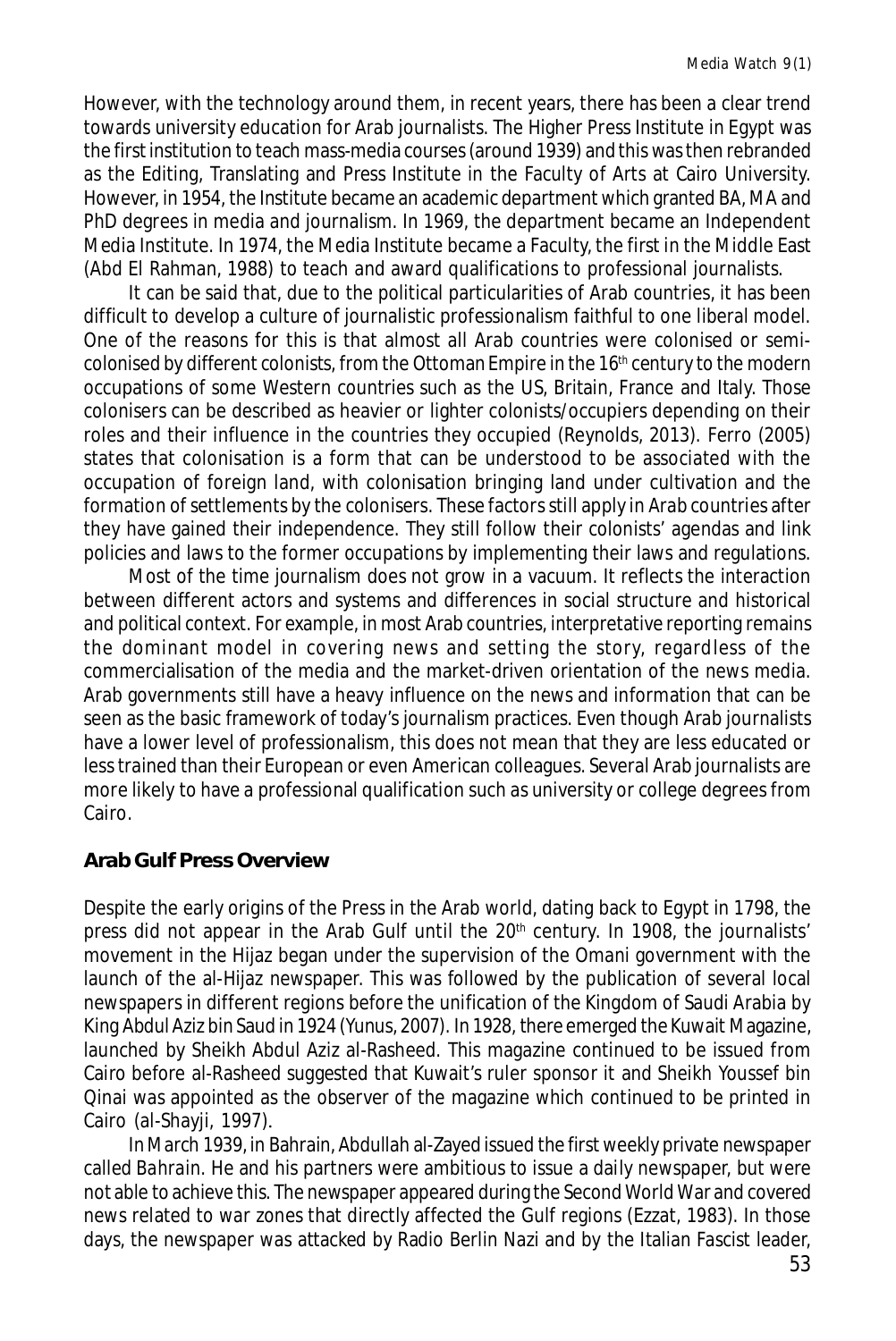However, with the technology around them, in recent years, there has been a clear trend towards university education for Arab journalists. The Higher Press Institute in Egypt was the first institution to teach mass-media courses (around 1939) and this was then rebranded as the Editing, Translating and Press Institute in the Faculty of Arts at Cairo University. However, in 1954, the Institute became an academic department which granted BA, MA and PhD degrees in media and journalism. In 1969, the department became an Independent Media Institute. In 1974, the Media Institute became a Faculty, the first in the Middle East (Abd El Rahman, 1988) to teach and award qualifications to professional journalists.

It can be said that, due to the political particularities of Arab countries, it has been difficult to develop a culture of journalistic professionalism faithful to one liberal model. One of the reasons for this is that almost all Arab countries were colonised or semi-colonised by different colonists, from the Ottoman Empire in the 16th century to the modern occupations of some Western countries such as the US, Britain, France and Italy. Those colonisers can be described as heavier or lighter colonists/occupiers depending on their roles and their influence in the countries they occupied (Reynolds, 2013). Ferro (2005) states that colonisation is a form that can be understood to be associated with the occupation of foreign land, with colonisation bringing land under cultivation and the formation of settlements by the colonisers. These factors still apply in Arab countries after they have gained their independence. They still follow their colonists' agendas and link policies and laws to the former occupations by implementing their laws and regulations.

Most of the time journalism does not grow in a vacuum. It reflects the interaction between different actors and systems and differences in social structure and historical and political context. For example, in most Arab countries, interpretative reporting remains the dominant model in covering news and setting the story, regardless of the commercialisation of the media and the market-driven orientation of the news media. Arab governments still have a heavy influence on the news and information that can be seen as the basic framework of today's journalism practices. Even though Arab journalists have a lower level of professionalism, this does not mean that they are less educated or less trained than their European or even American colleagues. Several Arab journalists are more likely to have a professional qualification such as university or college degrees from Cairo.

## Arab Gulf Press Overview

Despite the early origins of the Press in the Arab world, dating back to Egypt in 1798, the press did not appear in the Arab Gulf until the 20th century. In 1908, the journalists' movement in the Hijaz began under the supervision of the Omani government with the launch of the al-Hijaz newspaper. This was followed by the publication of several local newspapers in different regions before the unification of the Kingdom of Saudi Arabia by King Abdul Aziz bin Saud in 1924 (Yunus, 2007). In 1928, there emerged the Kuwait Magazine, launched by Sheikh Abdul Aziz al-Rasheed. This magazine continued to be issued from Cairo before al-Rasheed suggested that Kuwait's ruler sponsor it and Sheikh Youssef bin Qinai was appointed as the observer of the magazine which continued to be printed in Cairo (al-Shayji, 1997).

In March 1939, in Bahrain, Abdullah al-Zayed issued the first weekly private newspaper called *Bahrain*. He and his partners were ambitious to issue a daily newspaper, but were not able to achieve this. The newspaper appeared during the Second World War and covered news related to war zones that directly affected the Gulf regions (Ezzat, 1983). In those days, the newspaper was attacked by Radio Berlin Nazi and by the Italian Fascist leader,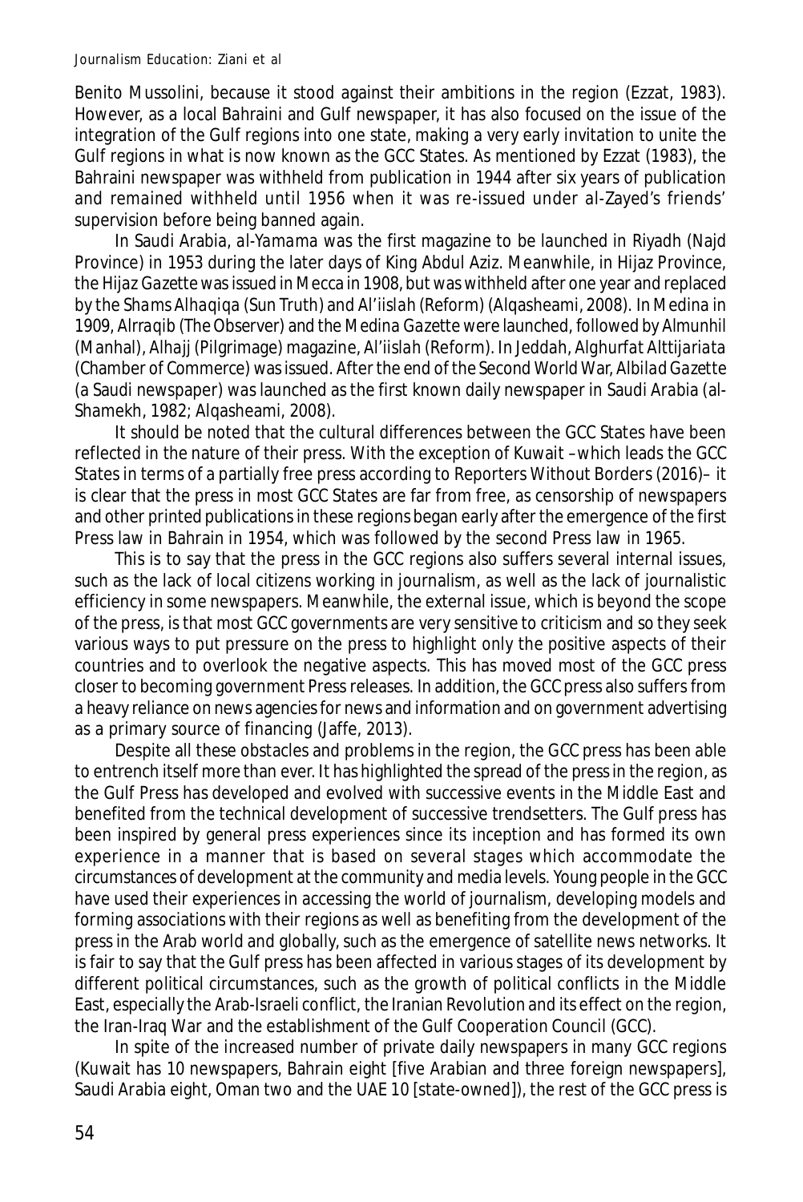Benito Mussolini, because it stood against their ambitions in the region (Ezzat, 1983). However, as a local Bahraini and Gulf newspaper, it has also focused on the issue of the integration of the Gulf regions into one state, making a very early invitation to unite the Gulf regions in what is now known as the GCC States. As mentioned by Ezzat (1983), the Bahraini newspaper was withheld from publication in 1944 after six years of publication and remained withheld until 1956 when it was re-issued under al-Zayed's friends' supervision before being banned again.

In Saudi Arabia, *al-Yamama* was the first magazine to be launched in Riyadh (Najd Province) in 1953 during the later days of King Abdul Aziz. Meanwhile, in Hijaz Province, the *Hijaz Gazette* was issued in Mecca in 1908, but was withheld after one year and replaced by the *Shams Alhaqiqa* (Sun Truth) and *Al'iislah* (Reform) (Alqasheami, 2008). In Medina in 1909, *Alrraqib* (The Observer) and the *Medina Gazette* were launched, followed by *Almunhil* (Manhal), *Alhajj* (Pilgrimage) magazine, *Al'iislah* (Reform). In Jeddah, *Alghurfat Alttijariata* (Chamber of Commerce) was issued. After the end of the Second World War, *Albilad Gazette* (a Saudi newspaper) was launched as the first known daily newspaper in Saudi Arabia (al-Shamekh, 1982; Alqasheami, 2008).

It should be noted that the cultural differences between the GCC States have been reflected in the nature of their press. With the exception of Kuwait –which leads the GCC States in terms of a partially free press according to Reporters Without Borders (2016)– it is clear that the press in most GCC States are far from free, as censorship of newspapers and other printed publications in these regions began early after the emergence of the first Press law in Bahrain in 1954, which was followed by the second Press law in 1965.

This is to say that the press in the GCC regions also suffers several internal issues, such as the lack of local citizens working in journalism, as well as the lack of journalistic efficiency in some newspapers. Meanwhile, the external issue, which is beyond the scope of the press, is that most GCC governments are very sensitive to criticism and so they seek various ways to put pressure on the press to highlight only the positive aspects of their countries and to overlook the negative aspects. This has moved most of the GCC press closer to becoming government Press releases. In addition, the GCC press also suffers from a heavy reliance on news agencies for news and information and on government advertising as a primary source of financing (Jaffe, 2013).

Despite all these obstacles and problems in the region, the GCC press has been able to entrench itself more than ever. It has highlighted the spread of the press in the region, as the Gulf Press has developed and evolved with successive events in the Middle East and benefited from the technical development of successive trendsetters. The Gulf press has been inspired by general press experiences since its inception and has formed its own experience in a manner that is based on several stages which accommodate the circumstances of development at the community and media levels. Young people in the GCC have used their experiences in accessing the world of journalism, developing models and forming associations with their regions as well as benefiting from the development of the press in the Arab world and globally, such as the emergence of satellite news networks. It is fair to say that the Gulf press has been affected in various stages of its development by different political circumstances, such as the growth of political conflicts in the Middle East, especially the Arab-Israeli conflict, the Iranian Revolution and its effect on the region, the Iran-Iraq War and the establishment of the Gulf Cooperation Council (GCC).

In spite of the increased number of private daily newspapers in many GCC regions (Kuwait has 10 newspapers, Bahrain eight [five Arabian and three foreign newspapers], Saudi Arabia eight, Oman two and the UAE 10 [state-owned]), the rest of the GCC press is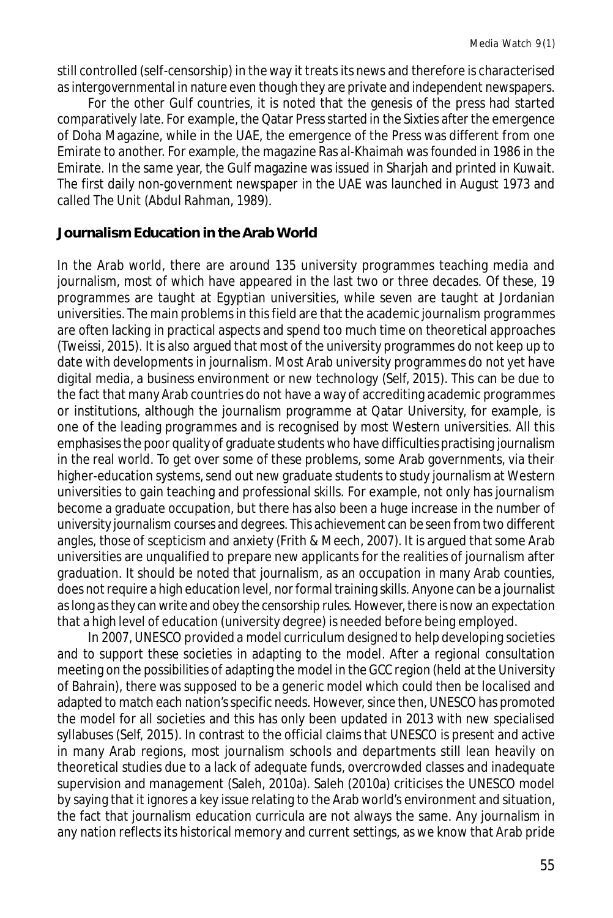still controlled (self-censorship) in the way it treats its news and therefore is characterised as intergovernmental in nature even though they are private and independent newspapers.

For the other Gulf countries, it is noted that the genesis of the press had started comparatively late. For example, the Qatar Press started in the Sixties after the emergence of Doha Magazine, while in the UAE, the emergence of the Press was different from one Emirate to another. For example, the magazine Ras al-Khaimah was founded in 1986 in the Emirate. In the same year, the Gulf magazine was issued in Sharjah and printed in Kuwait. The first daily non-government newspaper in the UAE was launched in August 1973 and called The Unit (Abdul Rahman, 1989).

## Journalism Education in the Arab World

In the Arab world, there are around 135 university programmes teaching media and journalism, most of which have appeared in the last two or three decades. Of these, 19 programmes are taught at Egyptian universities, while seven are taught at Jordanian universities. The main problems in this field are that the academic journalism programmes are often lacking in practical aspects and spend too much time on theoretical approaches (Tweissi, 2015). It is also argued that most of the university programmes do not keep up to date with developments in journalism. Most Arab university programmes do not yet have digital media, a business environment or new technology (Self, 2015). This can be due to the fact that many Arab countries do not have a way of accrediting academic programmes or institutions, although the journalism programme at Qatar University, for example, is one of the leading programmes and is recognised by most Western universities. All this emphasises the poor quality of graduate students who have difficulties practising journalism in the real world. To get over some of these problems, some Arab governments, via their higher-education systems, send out new graduate students to study journalism at Western universities to gain teaching and professional skills. For example, not only has journalism become a graduate occupation, but there has also been a huge increase in the number of university journalism courses and degrees. This achievement can be seen from two different angles, those of scepticism and anxiety (Frith & Meech, 2007). It is argued that some Arab universities are unqualified to prepare new applicants for the realities of journalism after graduation. It should be noted that journalism, as an occupation in many Arab counties, does not require a high education level, nor formal training skills. Anyone can be a journalist as long as they can write and obey the censorship rules. However, there is now an expectation that a high level of education (university degree) is needed before being employed.

In 2007, UNESCO provided a model curriculum designed to help developing societies and to support these societies in adapting to the model. After a regional consultation meeting on the possibilities of adapting the model in the GCC region (held at the University of Bahrain), there was supposed to be a generic model which could then be localised and adapted to match each nation's specific needs. However, since then, UNESCO has promoted the model for all societies and this has only been updated in 2013 with new specialised syllabuses (Self, 2015). In contrast to the official claims that UNESCO is present and active in many Arab regions, most journalism schools and departments still lean heavily on theoretical studies due to a lack of adequate funds, overcrowded classes and inadequate supervision and management (Saleh, 2010a). Saleh (2010a) criticises the UNESCO model by saying that it ignores a key issue relating to the Arab world's environment and situation, the fact that journalism education curricula are not always the same. Any journalism in any nation reflects its historical memory and current settings, as we know that Arab pride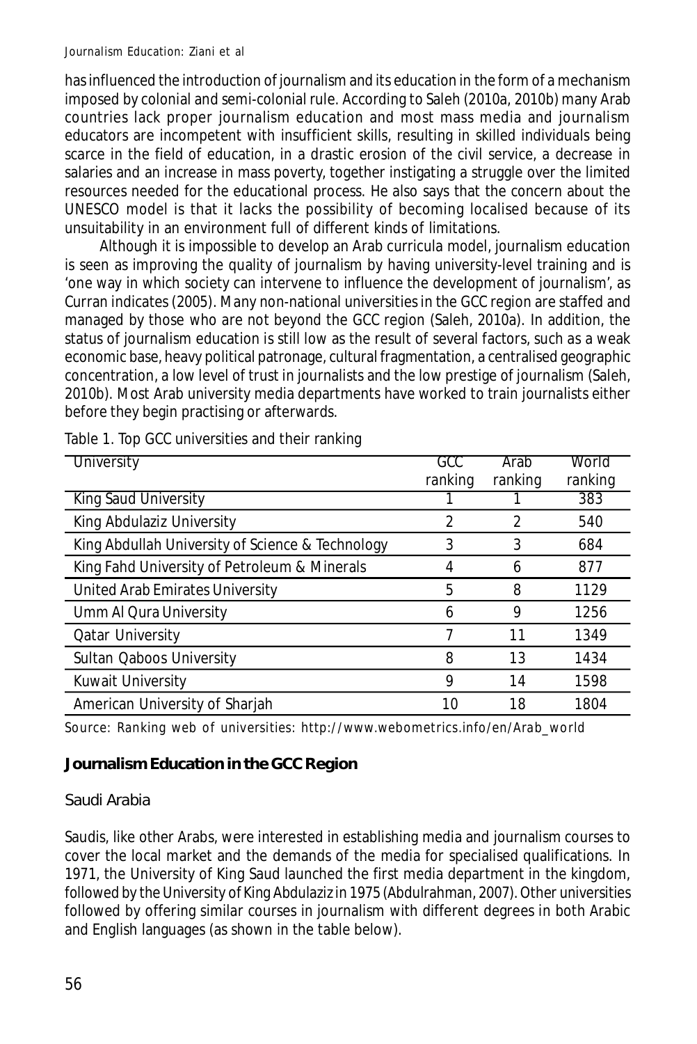has influenced the introduction of journalism and its education in the form of a mechanism imposed by colonial and semi-colonial rule. According to Saleh (2010a, 2010b) many Arab countries lack proper journalism education and most mass media and journalism educators are incompetent with insufficient skills, resulting in skilled individuals being scarce in the field of education, in a drastic erosion of the civil service, a decrease in salaries and an increase in mass poverty, together instigating a struggle over the limited resources needed for the educational process. He also says that the concern about the UNESCO model is that it lacks the possibility of becoming localised because of its unsuitability in an environment full of different kinds of limitations.

Although it is impossible to develop an Arab curricula model, journalism education is seen as improving the quality of journalism by having university-level training and is 'one way in which society can intervene to influence the development of journalism', as Curran indicates (2005). Many non-national universities in the GCC region are staffed and managed by those who are not beyond the GCC region (Saleh, 2010a). In addition, the status of journalism education is still low as the result of several factors, such as a weak economic base, heavy political patronage, cultural fragmentation, a centralised geographic concentration, a low level of trust in journalists and the low prestige of journalism (Saleh, 2010b). Most Arab university media departments have worked to train journalists either before they begin practising or afterwards.

Table 1. Top GCC universities and their ranking

| University | GCC ranking | Arab ranking | World ranking |
|---|---|---|---|
| King Saud University | 1 | 1 | 383 |
| King Abdulaziz University | 2 | 2 | 540 |
| King Abdullah University of Science & Technology | 3 | 3 | 684 |
| King Fahd University of Petroleum & Minerals | 4 | 6 | 877 |
| United Arab Emirates University | 5 | 8 | 1129 |
| Umm Al Qura University | 6 | 9 | 1256 |
| Qatar University | 7 | 11 | 1349 |
| Sultan Qaboos University | 8 | 13 | 1434 |
| Kuwait University | 9 | 14 | 1598 |
| American University of Sharjah | 10 | 18 | 1804 |

Source: Ranking web of universities: http://www.webometrics.info/en/Arab_world

## Journalism Education in the GCC Region

### Saudi Arabia

Saudis, like other Arabs, were interested in establishing media and journalism courses to cover the local market and the demands of the media for specialised qualifications. In 1971, the University of King Saud launched the first media department in the kingdom, followed by the University of King Abdulaziz in 1975 (Abdulrahman, 2007). Other universities followed by offering similar courses in journalism with different degrees in both Arabic and English languages (as shown in the table below).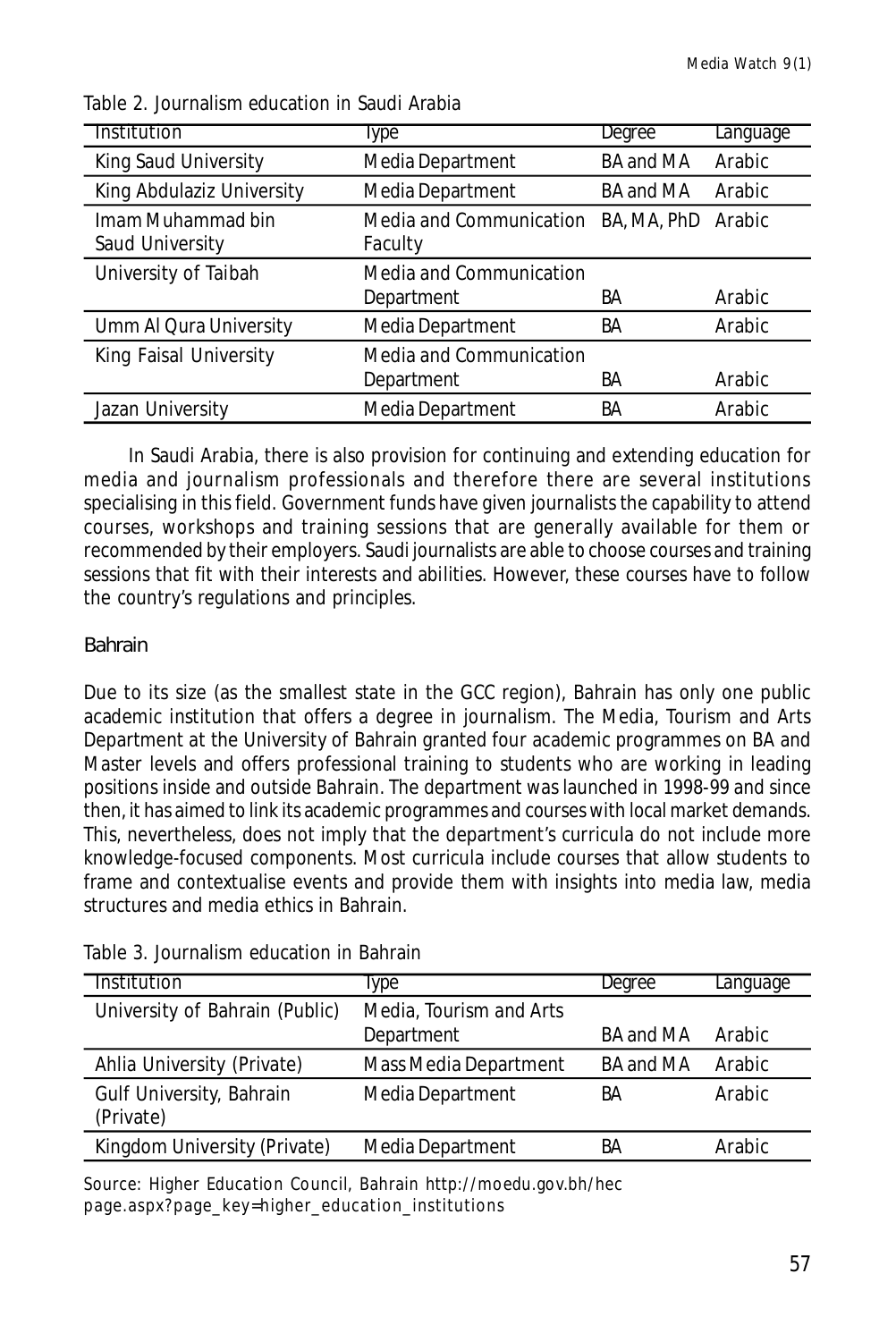Table 2. Journalism education in Saudi Arabia

| Institution | Type | Degree | Language |
|---|---|---|---|
| King Saud University | Media Department | BA and MA | Arabic |
| King Abdulaziz University | Media Department | BA and MA | Arabic |
| Imam Muhammad bin Saud University | Media and Communication Faculty | BA, MA, PhD | Arabic |
| University of Taibah | Media and Communication Department | BA | Arabic |
| Umm Al Qura University | Media Department | BA | Arabic |
| King Faisal University | Media and Communication Department | BA | Arabic |
| Jazan University | Media Department | BA | Arabic |

In Saudi Arabia, there is also provision for continuing and extending education for media and journalism professionals and therefore there are several institutions specialising in this field. Government funds have given journalists the capability to attend courses, workshops and training sessions that are generally available for them or recommended by their employers. Saudi journalists are able to choose courses and training sessions that fit with their interests and abilities. However, these courses have to follow the country's regulations and principles.

### Bahrain

Due to its size (as the smallest state in the GCC region), Bahrain has only one public academic institution that offers a degree in journalism. The Media, Tourism and Arts Department at the University of Bahrain granted four academic programmes on BA and Master levels and offers professional training to students who are working in leading positions inside and outside Bahrain. The department was launched in 1998-99 and since then, it has aimed to link its academic programmes and courses with local market demands. This, nevertheless, does not imply that the department's curricula do not include more knowledge-focused components. Most curricula include courses that allow students to frame and contextualise events and provide them with insights into media law, media structures and media ethics in Bahrain.

Table 3. Journalism education in Bahrain

| Institution | Type | Degree | Language |
|---|---|---|---|
| University of Bahrain (Public) | Media, Tourism and Arts Department | BA and MA | Arabic |
| Ahlia University (Private) | Mass Media Department | BA and MA | Arabic |
| Gulf University, Bahrain (Private) | Media Department | BA | Arabic |
| Kingdom University (Private) | Media Department | BA | Arabic |

Source: Higher Education Council, Bahrain http://moedu.gov.bh/hec page.aspx?page_key=higher_education_institutions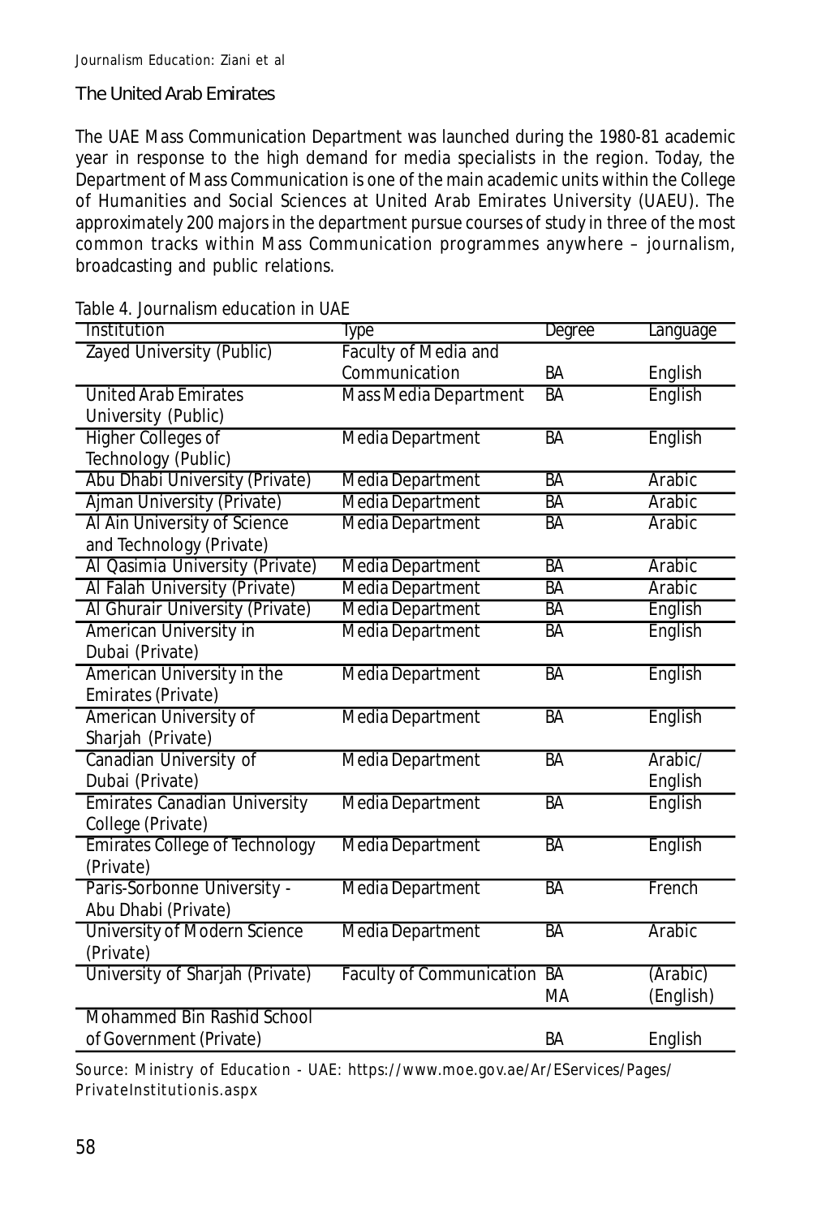## The United Arab Emirates

The UAE Mass Communication Department was launched during the 1980-81 academic year in response to the high demand for media specialists in the region. Today, the Department of Mass Communication is one of the main academic units within the College of Humanities and Social Sciences at United Arab Emirates University (UAEU). The approximately 200 majors in the department pursue courses of study in three of the most common tracks within Mass Communication programmes anywhere – journalism, broadcasting and public relations.

Table 4. Journalism education in UAE

| Institution | Type | Degree | Language |
|---|---|---|---|
| Zayed University (Public) | Faculty of Media and Communication | BA | English |
| United Arab Emirates University (Public) | Mass Media Department | BA | English |
| Higher Colleges of Technology (Public) | Media Department | BA | English |
| Abu Dhabi University (Private) | Media Department | BA | Arabic |
| Ajman University (Private) | Media Department | BA | Arabic |
| Al Ain University of Science and Technology (Private) | Media Department | BA | Arabic |
| Al Qasimia University (Private) | Media Department | BA | Arabic |
| Al Falah University (Private) | Media Department | BA | Arabic |
| Al Ghurair University (Private) | Media Department | BA | English |
| American University in Dubai (Private) | Media Department | BA | English |
| American University in the Emirates (Private) | Media Department | BA | English |
| American University of Sharjah (Private) | Media Department | BA | English |
| Canadian University of Dubai (Private) | Media Department | BA | Arabic/ English |
| Emirates Canadian University College (Private) | Media Department | BA | English |
| Emirates College of Technology (Private) | Media Department | BA | English |
| Paris-Sorbonne University - Abu Dhabi (Private) | Media Department | BA | French |
| University of Modern Science (Private) | Media Department | BA | Arabic |
| University of Sharjah (Private) | Faculty of Communication | BA MA | (Arabic) (English) |
| Mohammed Bin Rashid School of Government (Private) | | BA | English |

Source: Ministry of Education - UAE: https://www.moe.gov.ae/Ar/EServices/Pages/PrivateInstitutionis.aspx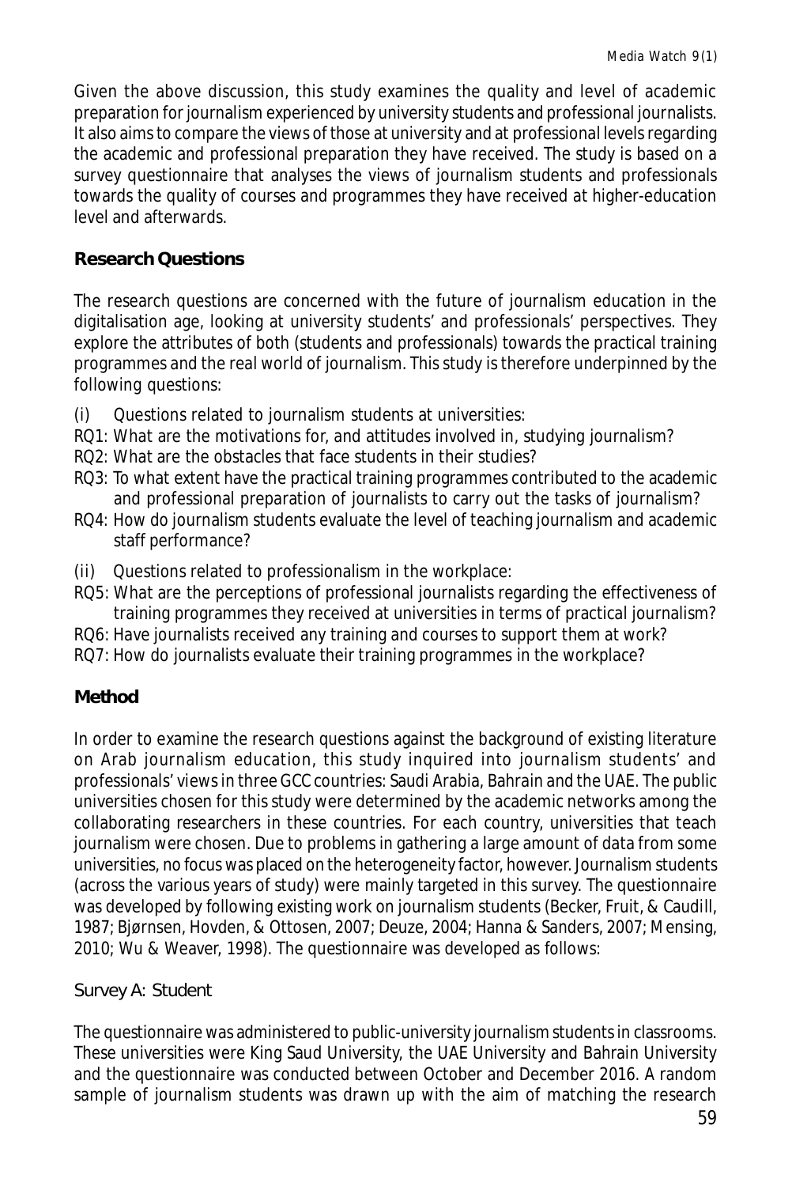Given the above discussion, this study examines the quality and level of academic preparation for journalism experienced by university students and professional journalists. It also aims to compare the views of those at university and at professional levels regarding the academic and professional preparation they have received. The study is based on a survey questionnaire that analyses the views of journalism students and professionals towards the quality of courses and programmes they have received at higher-education level and afterwards.

## Research Questions

The research questions are concerned with the future of journalism education in the digitalisation age, looking at university students' and professionals' perspectives. They explore the attributes of both (students and professionals) towards the practical training programmes and the real world of journalism. This study is therefore underpinned by the following questions:

(i) Questions related to journalism students at universities:

RQ1: What are the motivations for, and attitudes involved in, studying journalism?

RQ2: What are the obstacles that face students in their studies?

RQ3: To what extent have the practical training programmes contributed to the academic and professional preparation of journalists to carry out the tasks of journalism?

RQ4: How do journalism students evaluate the level of teaching journalism and academic staff performance?

(ii) Questions related to professionalism in the workplace:

RQ5: What are the perceptions of professional journalists regarding the effectiveness of training programmes they received at universities in terms of practical journalism?

RQ6: Have journalists received any training and courses to support them at work?

RQ7: How do journalists evaluate their training programmes in the workplace?

## Method

In order to examine the research questions against the background of existing literature on Arab journalism education, this study inquired into journalism students' and professionals' views in three GCC countries: Saudi Arabia, Bahrain and the UAE. The public universities chosen for this study were determined by the academic networks among the collaborating researchers in these countries. For each country, universities that teach journalism were chosen. Due to problems in gathering a large amount of data from some universities, no focus was placed on the heterogeneity factor, however. Journalism students (across the various years of study) were mainly targeted in this survey. The questionnaire was developed by following existing work on journalism students (Becker, Fruit, & Caudill, 1987; Bjørnsen, Hovden, & Ottosen, 2007; Deuze, 2004; Hanna & Sanders, 2007; Mensing, 2010; Wu & Weaver, 1998). The questionnaire was developed as follows:

### Survey A: Student

The questionnaire was administered to public-university journalism students in classrooms. These universities were King Saud University, the UAE University and Bahrain University and the questionnaire was conducted between October and December 2016. A random sample of journalism students was drawn up with the aim of matching the research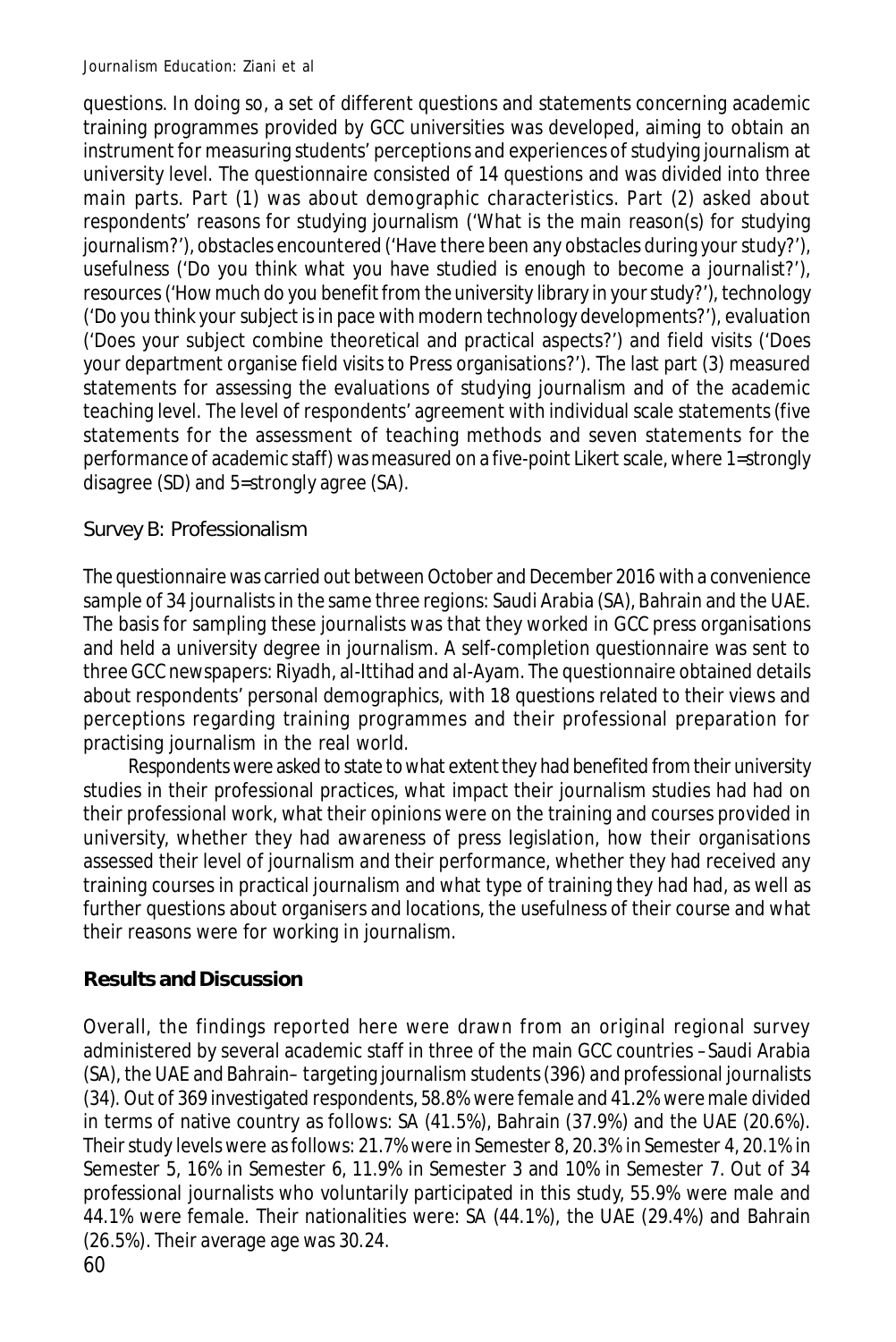questions. In doing so, a set of different questions and statements concerning academic training programmes provided by GCC universities was developed, aiming to obtain an instrument for measuring students' perceptions and experiences of studying journalism at university level. The questionnaire consisted of 14 questions and was divided into three main parts. Part (1) was about demographic characteristics. Part (2) asked about respondents' reasons for studying journalism ('What is the main reason(s) for studying journalism?'), obstacles encountered ('Have there been any obstacles during your study?'), usefulness ('Do you think what you have studied is enough to become a journalist?'), resources ('How much do you benefit from the university library in your study?'), technology ('Do you think your subject is in pace with modern technology developments?'), evaluation ('Does your subject combine theoretical and practical aspects?') and field visits ('Does your department organise field visits to Press organisations?'). The last part (3) measured statements for assessing the evaluations of studying journalism and of the academic teaching level. The level of respondents' agreement with individual scale statements (five statements for the assessment of teaching methods and seven statements for the performance of academic staff) was measured on a five-point Likert scale, where 1=strongly disagree (SD) and 5=strongly agree (SA).

### Survey B: Professionalism

The questionnaire was carried out between October and December 2016 with a convenience sample of 34 journalists in the same three regions: Saudi Arabia (SA), Bahrain and the UAE. The basis for sampling these journalists was that they worked in GCC press organisations and held a university degree in journalism. A self-completion questionnaire was sent to three GCC newspapers: Riyadh, al-Ittihad and al-Ayam. The questionnaire obtained details about respondents' personal demographics, with 18 questions related to their views and perceptions regarding training programmes and their professional preparation for practising journalism in the real world.

Respondents were asked to state to what extent they had benefited from their university studies in their professional practices, what impact their journalism studies had had on their professional work, what their opinions were on the training and courses provided in university, whether they had awareness of press legislation, how their organisations assessed their level of journalism and their performance, whether they had received any training courses in practical journalism and what type of training they had had, as well as further questions about organisers and locations, the usefulness of their course and what their reasons were for working in journalism.

## Results and Discussion

Overall, the findings reported here were drawn from an original regional survey administered by several academic staff in three of the main GCC countries –Saudi Arabia (SA), the UAE and Bahrain– targeting journalism students (396) and professional journalists (34). Out of 369 investigated respondents, 58.8% were female and 41.2% were male divided in terms of native country as follows: SA (41.5%), Bahrain (37.9%) and the UAE (20.6%). Their study levels were as follows: 21.7% were in Semester 8, 20.3% in Semester 4, 20.1% in Semester 5, 16% in Semester 6, 11.9% in Semester 3 and 10% in Semester 7. Out of 34 professional journalists who voluntarily participated in this study, 55.9% were male and 44.1% were female. Their nationalities were: SA (44.1%), the UAE (29.4%) and Bahrain (26.5%). Their average age was 30.24.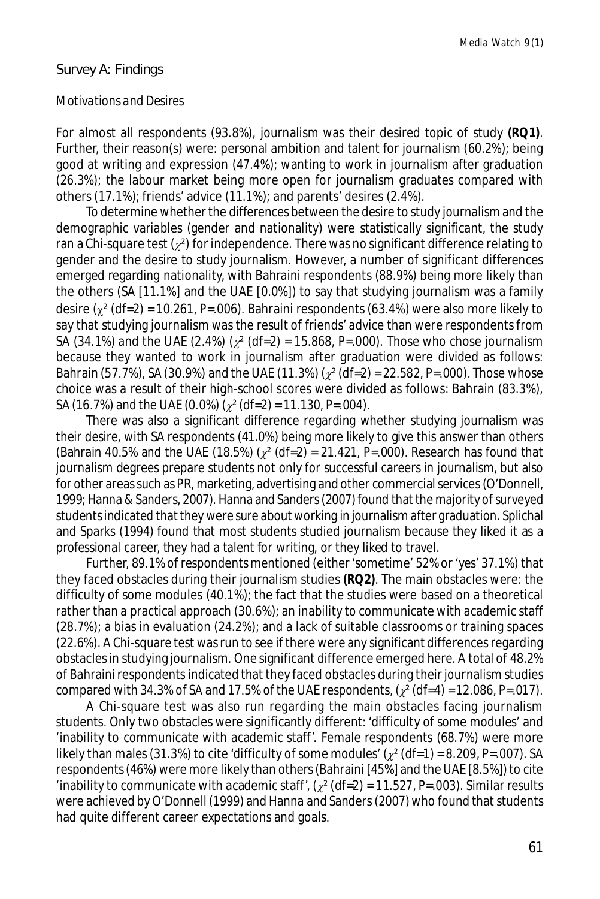## Survey A: Findings

### *Motivations and Desires*

For almost all respondents (93.8%), journalism was their desired topic of study **(RQ1)**. Further, their reason(s) were: personal ambition and talent for journalism (60.2%); being good at writing and expression (47.4%); wanting to work in journalism after graduation (26.3%); the labour market being more open for journalism graduates compared with others (17.1%); friends' advice (11.1%); and parents' desires (2.4%).

To determine whether the differences between the desire to study journalism and the demographic variables (gender and nationality) were statistically significant, the study ran a Chi-square test ($\chi^2$) for independence. There was no significant difference relating to gender and the desire to study journalism. However, a number of significant differences emerged regarding nationality, with Bahraini respondents (88.9%) being more likely than the others (SA [11.1%] and the UAE [0.0%]) to say that studying journalism was a family desire ($\chi^2$ (df=2) = 10.261, P=.006). Bahraini respondents (63.4%) were also more likely to say that studying journalism was the result of friends' advice than were respondents from SA (34.1%) and the UAE (2.4%) ($\chi^2$ (df=2) = 15.868, P=.000). Those who chose journalism because they wanted to work in journalism after graduation were divided as follows: Bahrain (57.7%), SA (30.9%) and the UAE (11.3%) ($\chi^2$ (df=2) = 22.582, P=.000). Those whose choice was a result of their high-school scores were divided as follows: Bahrain (83.3%), SA (16.7%) and the UAE (0.0%) ($\chi^2$ (df=2) = 11.130, P=.004).

There was also a significant difference regarding whether studying journalism was their desire, with SA respondents (41.0%) being more likely to give this answer than others (Bahrain 40.5% and the UAE (18.5%) ($\chi^2$ (df=2) = 21.421, P=.000). Research has found that journalism degrees prepare students not only for successful careers in journalism, but also for other areas such as PR, marketing, advertising and other commercial services (O'Donnell, 1999; Hanna & Sanders, 2007). Hanna and Sanders (2007) found that the majority of surveyed students indicated that they were sure about working in journalism after graduation. Splichal and Sparks (1994) found that most students studied journalism because they liked it as a professional career, they had a talent for writing, or they liked to travel.

Further, 89.1% of respondents mentioned (either 'sometime' 52% or 'yes' 37.1%) that they faced obstacles during their journalism studies **(RQ2)**. The main obstacles were: the difficulty of some modules (40.1%); the fact that the studies were based on a theoretical rather than a practical approach (30.6%); an inability to communicate with academic staff (28.7%); a bias in evaluation (24.2%); and a lack of suitable classrooms or training spaces (22.6%). A Chi-square test was run to see if there were any significant differences regarding obstacles in studying journalism. One significant difference emerged here. A total of 48.2% of Bahraini respondents indicated that they faced obstacles during their journalism studies compared with 34.3% of SA and 17.5% of the UAE respondents, ($\chi^2$ (df=4) = 12.086, P=.017).

A Chi-square test was also run regarding the main obstacles facing journalism students. Only two obstacles were significantly different: 'difficulty of some modules' and 'inability to communicate with academic staff'. Female respondents (68.7%) were more likely than males (31.3%) to cite 'difficulty of some modules' ($\chi^2$ (df=1) = 8.209, P=.007). SA respondents (46%) were more likely than others (Bahraini [45%] and the UAE [8.5%]) to cite 'inability to communicate with academic staff', ($\chi^2$ (df=2) = 11.527, P=.003). Similar results were achieved by O'Donnell (1999) and Hanna and Sanders (2007) who found that students had quite different career expectations and goals.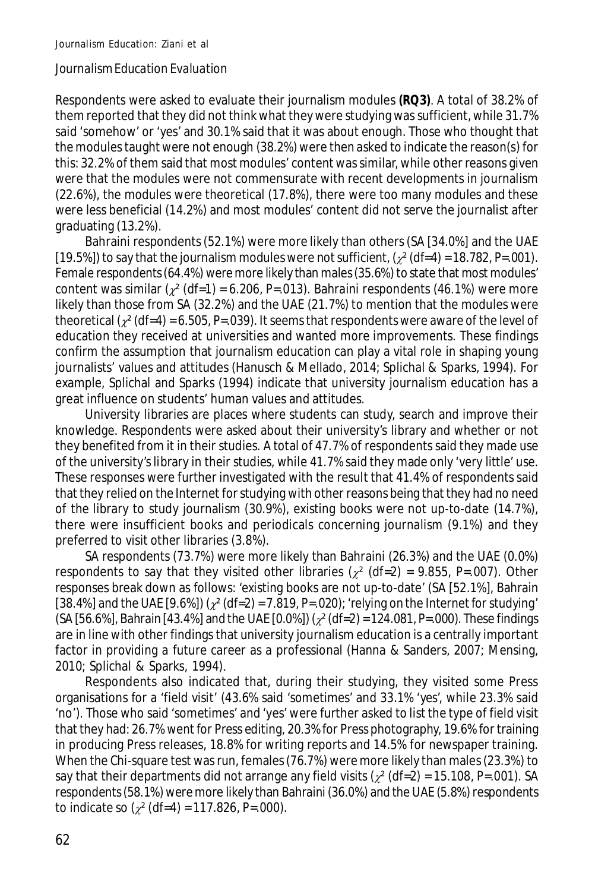### *Journalism Education Evaluation*

Respondents were asked to evaluate their journalism modules **(RQ3)**. A total of 38.2% of them reported that they did not think what they were studying was sufficient, while 31.7% said 'somehow' or 'yes' and 30.1% said that it was about enough. Those who thought that the modules taught were not enough (38.2%) were then asked to indicate the reason(s) for this: 32.2% of them said that most modules' content was similar, while other reasons given were that the modules were not commensurate with recent developments in journalism (22.6%), the modules were theoretical (17.8%), there were too many modules and these were less beneficial (14.2%) and most modules' content did not serve the journalist after graduating (13.2%).

Bahraini respondents (52.1%) were more likely than others (SA [34.0%] and the UAE [19.5%]) to say that the journalism modules were not sufficient, ($\chi^2$ (df=4) = 18.782, P=.001). Female respondents (64.4%) were more likely than males (35.6%) to state that most modules' content was similar ($\chi^2$ (df=1) = 6.206, P=.013). Bahraini respondents (46.1%) were more likely than those from SA (32.2%) and the UAE (21.7%) to mention that the modules were theoretical ($\chi^2$ (df=4) = 6.505, P=.039). It seems that respondents were aware of the level of education they received at universities and wanted more improvements. These findings confirm the assumption that journalism education can play a vital role in shaping young journalists' values and attitudes (Hanusch & Mellado, 2014; Splichal & Sparks, 1994). For example, Splichal and Sparks (1994) indicate that university journalism education has a great influence on students' human values and attitudes.

University libraries are places where students can study, search and improve their knowledge. Respondents were asked about their university's library and whether or not they benefited from it in their studies. A total of 47.7% of respondents said they made use of the university's library in their studies, while 41.7% said they made only 'very little' use. These responses were further investigated with the result that 41.4% of respondents said that they relied on the Internet for studying with other reasons being that they had no need of the library to study journalism (30.9%), existing books were not up-to-date (14.7%), there were insufficient books and periodicals concerning journalism (9.1%) and they preferred to visit other libraries (3.8%).

SA respondents (73.7%) were more likely than Bahraini (26.3%) and the UAE (0.0%) respondents to say that they visited other libraries ($\chi^2$ (df=2) = 9.855, P=.007). Other responses break down as follows: 'existing books are not up-to-date' (SA [52.1%], Bahrain [38.4%] and the UAE [9.6%]) ($\chi^2$ (df=2) = 7.819, P=.020); 'relying on the Internet for studying' (SA [56.6%], Bahrain [43.4%] and the UAE [0.0%]) ($\chi^2$ (df=2) = 124.081, P=.000). These findings are in line with other findings that university journalism education is a centrally important factor in providing a future career as a professional (Hanna & Sanders, 2007; Mensing, 2010; Splichal & Sparks, 1994).

Respondents also indicated that, during their studying, they visited some Press organisations for a 'field visit' (43.6% said 'sometimes' and 33.1% 'yes', while 23.3% said 'no'). Those who said 'sometimes' and 'yes' were further asked to list the type of field visit that they had: 26.7% went for Press editing, 20.3% for Press photography, 19.6% for training in producing Press releases, 18.8% for writing reports and 14.5% for newspaper training. When the Chi-square test was run, females (76.7%) were more likely than males (23.3%) to say that their departments did not arrange any field visits ($\chi^2$ (df=2) = 15.108, P=.001). SA respondents (58.1%) were more likely than Bahraini (36.0%) and the UAE (5.8%) respondents to indicate so ($\chi^2$ (df=4) = 117.826, P=.000).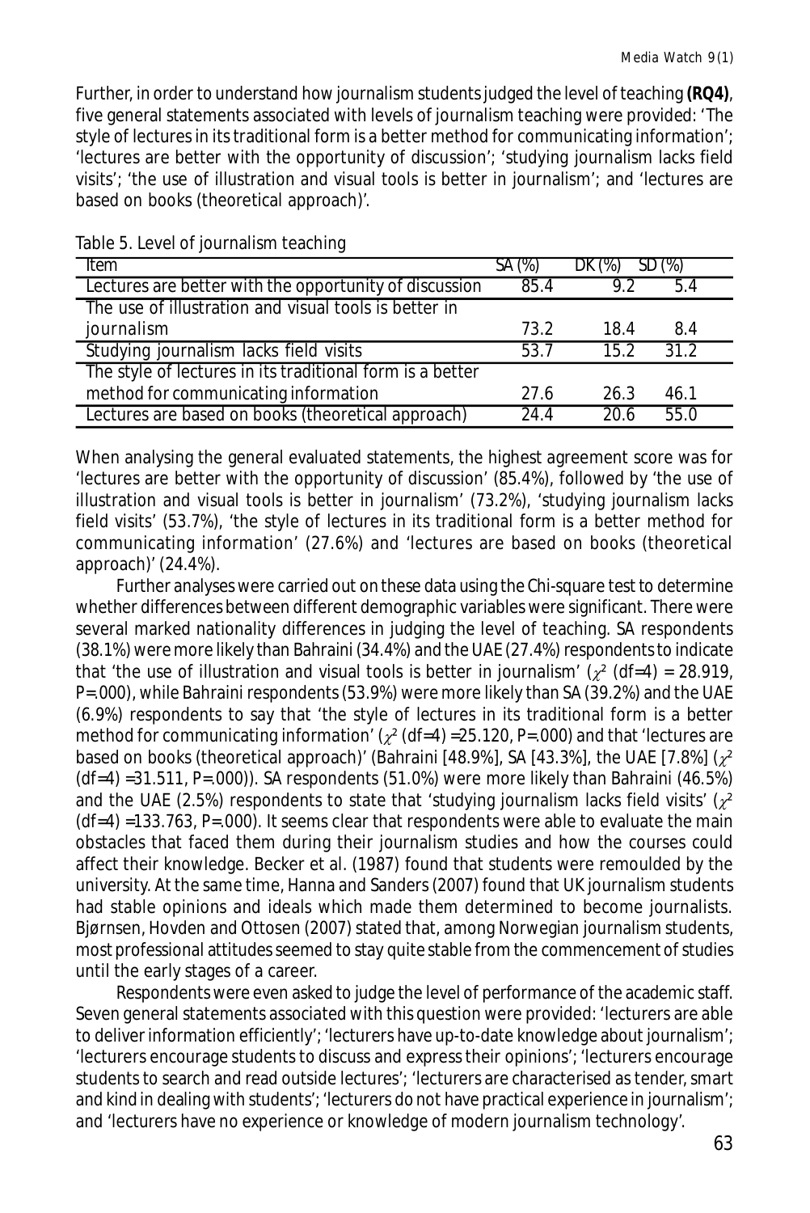Further, in order to understand how journalism students judged the level of teaching **(RQ4)**, five general statements associated with levels of journalism teaching were provided: 'The style of lectures in its traditional form is a better method for communicating information'; 'lectures are better with the opportunity of discussion'; 'studying journalism lacks field visits'; 'the use of illustration and visual tools is better in journalism'; and 'lectures are based on books (theoretical approach)'.

Table 5. Level of journalism teaching

| Item | SA (%) | DK (%) | SD (%) |
|---|---|---|---|
| Lectures are better with the opportunity of discussion | 85.4 | 9.2 | 5.4 |
| The use of illustration and visual tools is better in journalism | 73.2 | 18.4 | 8.4 |
| Studying journalism lacks field visits | 53.7 | 15.2 | 31.2 |
| The style of lectures in its traditional form is a better method for communicating information | 27.6 | 26.3 | 46.1 |
| Lectures are based on books (theoretical approach) | 24.4 | 20.6 | 55.0 |

When analysing the general evaluated statements, the highest agreement score was for 'lectures are better with the opportunity of discussion' (85.4%), followed by 'the use of illustration and visual tools is better in journalism' (73.2%), 'studying journalism lacks field visits' (53.7%), 'the style of lectures in its traditional form is a better method for communicating information' (27.6%) and 'lectures are based on books (theoretical approach)' (24.4%).

Further analyses were carried out on these data using the Chi-square test to determine whether differences between different demographic variables were significant. There were several marked nationality differences in judging the level of teaching. SA respondents (38.1%) were more likely than Bahraini (34.4%) and the UAE (27.4%) respondents to indicate that 'the use of illustration and visual tools is better in journalism' ($\chi^2$ (df=4) = 28.919, P=.000), while Bahraini respondents (53.9%) were more likely than SA (39.2%) and the UAE (6.9%) respondents to say that 'the style of lectures in its traditional form is a better method for communicating information' ($\chi^2$ (df=4) =25.120, P=.000) and that 'lectures are based on books (theoretical approach)' (Bahraini [48.9%], SA [43.3%], the UAE [7.8%] ($\chi^2$ (df=4) =31.511, P=.000)). SA respondents (51.0%) were more likely than Bahraini (46.5%) and the UAE (2.5%) respondents to state that 'studying journalism lacks field visits' ($\chi^2$ (df=4) =133.763, P=.000). It seems clear that respondents were able to evaluate the main obstacles that faced them during their journalism studies and how the courses could affect their knowledge. Becker et al. (1987) found that students were remoulded by the university. At the same time, Hanna and Sanders (2007) found that UK journalism students had stable opinions and ideals which made them determined to become journalists. Bjørnsen, Hovden and Ottosen (2007) stated that, among Norwegian journalism students, most professional attitudes seemed to stay quite stable from the commencement of studies until the early stages of a career.

Respondents were even asked to judge the level of performance of the academic staff. Seven general statements associated with this question were provided: 'lecturers are able to deliver information efficiently'; 'lecturers have up-to-date knowledge about journalism'; 'lecturers encourage students to discuss and express their opinions'; 'lecturers encourage students to search and read outside lectures'; 'lecturers are characterised as tender, smart and kind in dealing with students'; 'lecturers do not have practical experience in journalism'; and 'lecturers have no experience or knowledge of modern journalism technology'.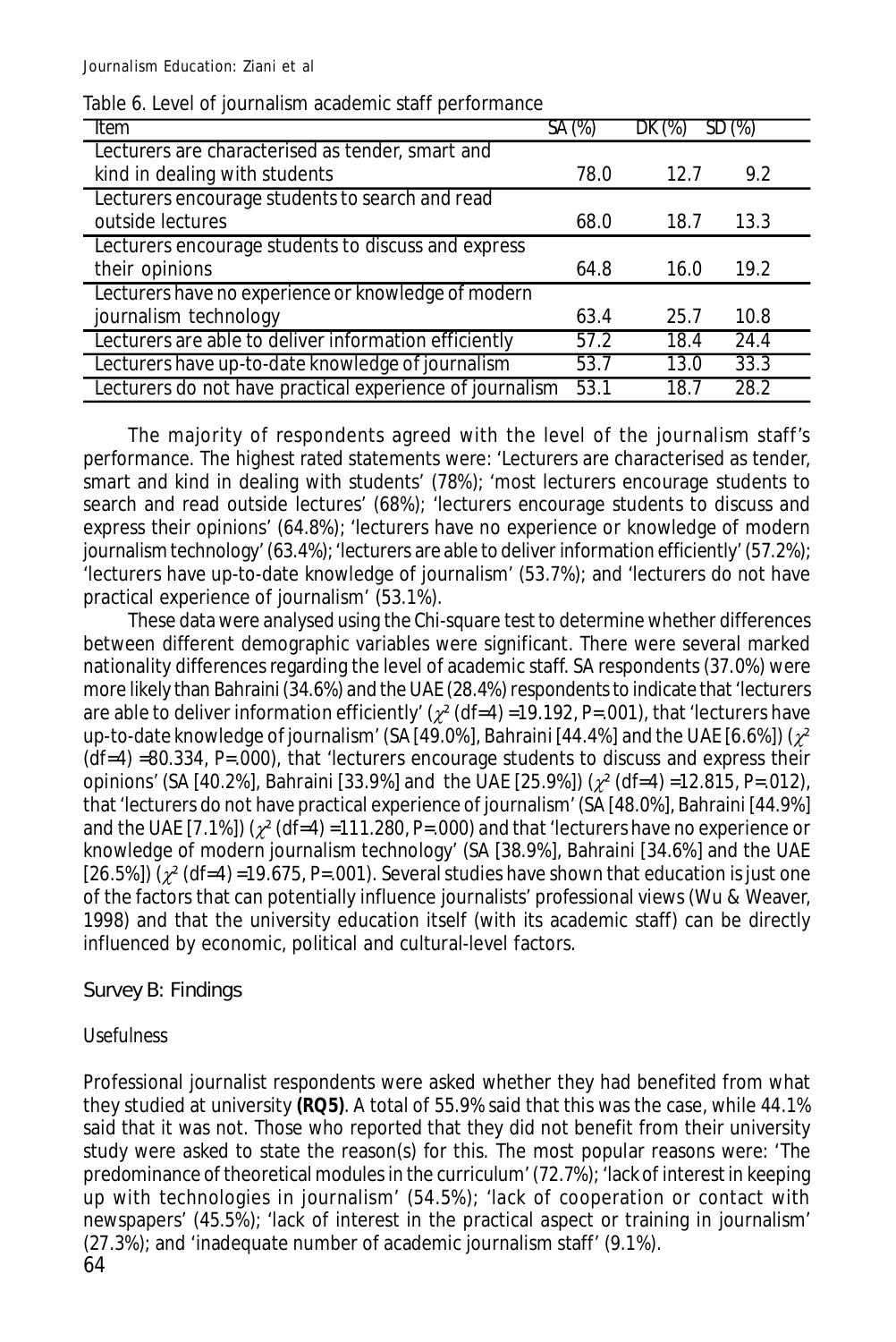Table 6. Level of journalism academic staff performance

| Item | SA (%) | DK (%) | SD (%) |
| --- | --- | --- | --- |
| Lecturers are characterised as tender, smart and kind in dealing with students | 78.0 | 12.7 | 9.2 |
| Lecturers encourage students to search and read outside lectures | 68.0 | 18.7 | 13.3 |
| Lecturers encourage students to discuss and express their opinions | 64.8 | 16.0 | 19.2 |
| Lecturers have no experience or knowledge of modern journalism technology | 63.4 | 25.7 | 10.8 |
| Lecturers are able to deliver information efficiently | 57.2 | 18.4 | 24.4 |
| Lecturers have up-to-date knowledge of journalism | 53.7 | 13.0 | 33.3 |
| Lecturers do not have practical experience of journalism | 53.1 | 18.7 | 28.2 |

The majority of respondents agreed with the level of the journalism staff's performance. The highest rated statements were: 'Lecturers are characterised as tender, smart and kind in dealing with students' (78%); 'most lecturers encourage students to search and read outside lectures' (68%); 'lecturers encourage students to discuss and express their opinions' (64.8%); 'lecturers have no experience or knowledge of modern journalism technology' (63.4%); 'lecturers are able to deliver information efficiently' (57.2%); 'lecturers have up-to-date knowledge of journalism' (53.7%); and 'lecturers do not have practical experience of journalism' (53.1%).

These data were analysed using the Chi-square test to determine whether differences between different demographic variables were significant. There were several marked nationality differences regarding the level of academic staff. SA respondents (37.0%) were more likely than Bahraini (34.6%) and the UAE (28.4%) respondents to indicate that 'lecturers are able to deliver information efficiently' ($\chi^2$ (df=4) =19.192, P=.001), that 'lecturers have up-to-date knowledge of journalism' (SA [49.0%], Bahraini [44.4%] and the UAE [6.6%]) ($\chi^2$ (df=4) =80.334, P=.000), that 'lecturers encourage students to discuss and express their opinions' (SA [40.2%], Bahraini [33.9%] and the UAE [25.9%]) ($\chi^2$ (df=4) =12.815, P=.012), that 'lecturers do not have practical experience of journalism' (SA [48.0%], Bahraini [44.9%] and the UAE [7.1%]) ($\chi^2$ (df=4) =111.280, P=.000) and that 'lecturers have no experience or knowledge of modern journalism technology' (SA [38.9%], Bahraini [34.6%] and the UAE [26.5%]) ($\chi^2$ (df=4) =19.675, P=.001). Several studies have shown that education is just one of the factors that can potentially influence journalists' professional views (Wu & Weaver, 1998) and that the university education itself (with its academic staff) can be directly influenced by economic, political and cultural-level factors.

## Survey B: Findings

### Usefulness

Professional journalist respondents were asked whether they had benefited from what they studied at university **(RQ5)**. A total of 55.9% said that this was the case, while 44.1% said that it was not. Those who reported that they did not benefit from their university study were asked to state the reason(s) for this. The most popular reasons were: 'The predominance of theoretical modules in the curriculum' (72.7%); 'lack of interest in keeping up with technologies in journalism' (54.5%); 'lack of cooperation or contact with newspapers' (45.5%); 'lack of interest in the practical aspect or training in journalism' (27.3%); and 'inadequate number of academic journalism staff' (9.1%).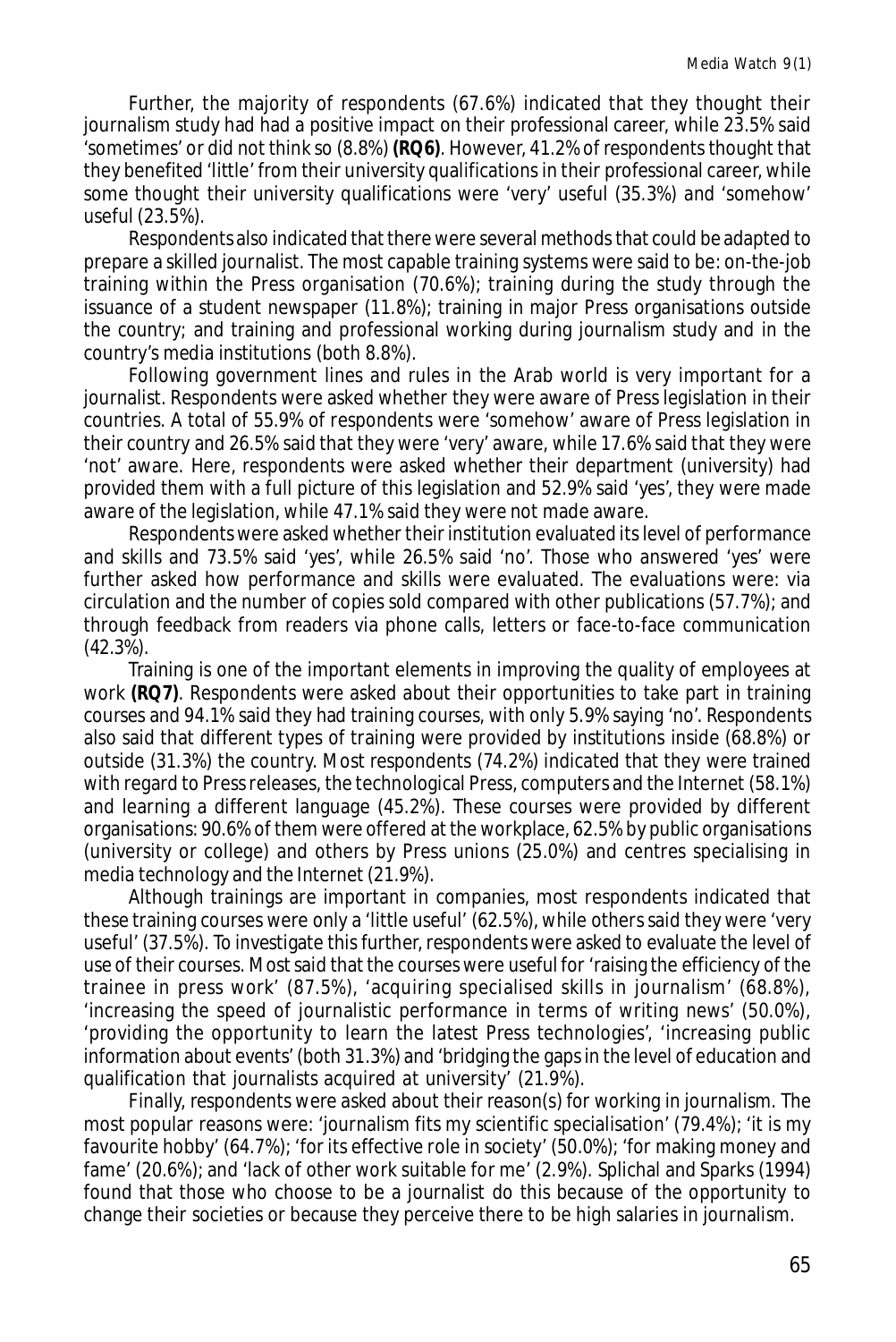Further, the majority of respondents (67.6%) indicated that they thought their journalism study had had a positive impact on their professional career, while 23.5% said 'sometimes' or did not think so (8.8%) **(RQ6)**. However, 41.2% of respondents thought that they benefited 'little' from their university qualifications in their professional career, while some thought their university qualifications were 'very' useful (35.3%) and 'somehow' useful (23.5%).

Respondents also indicated that there were several methods that could be adapted to prepare a skilled journalist. The most capable training systems were said to be: on-the-job training within the Press organisation (70.6%); training during the study through the issuance of a student newspaper (11.8%); training in major Press organisations outside the country; and training and professional working during journalism study and in the country's media institutions (both 8.8%).

Following government lines and rules in the Arab world is very important for a journalist. Respondents were asked whether they were aware of Press legislation in their countries. A total of 55.9% of respondents were 'somehow' aware of Press legislation in their country and 26.5% said that they were 'very' aware, while 17.6% said that they were 'not' aware. Here, respondents were asked whether their department (university) had provided them with a full picture of this legislation and 52.9% said 'yes', they were made aware of the legislation, while 47.1% said they were not made aware.

Respondents were asked whether their institution evaluated its level of performance and skills and 73.5% said 'yes', while 26.5% said 'no'. Those who answered 'yes' were further asked how performance and skills were evaluated. The evaluations were: via circulation and the number of copies sold compared with other publications (57.7%); and through feedback from readers via phone calls, letters or face-to-face communication (42.3%).

Training is one of the important elements in improving the quality of employees at work **(RQ7)**. Respondents were asked about their opportunities to take part in training courses and 94.1% said they had training courses, with only 5.9% saying 'no'. Respondents also said that different types of training were provided by institutions inside (68.8%) or outside (31.3%) the country. Most respondents (74.2%) indicated that they were trained with regard to Press releases, the technological Press, computers and the Internet (58.1%) and learning a different language (45.2%). These courses were provided by different organisations: 90.6% of them were offered at the workplace, 62.5% by public organisations (university or college) and others by Press unions (25.0%) and centres specialising in media technology and the Internet (21.9%).

Although trainings are important in companies, most respondents indicated that these training courses were only a 'little useful' (62.5%), while others said they were 'very useful' (37.5%). To investigate this further, respondents were asked to evaluate the level of use of their courses. Most said that the courses were useful for 'raising the efficiency of the trainee in press work' (87.5%), 'acquiring specialised skills in journalism' (68.8%), 'increasing the speed of journalistic performance in terms of writing news' (50.0%), 'providing the opportunity to learn the latest Press technologies', 'increasing public information about events' (both 31.3%) and 'bridging the gaps in the level of education and qualification that journalists acquired at university' (21.9%).

Finally, respondents were asked about their reason(s) for working in journalism. The most popular reasons were: 'journalism fits my scientific specialisation' (79.4%); 'it is my favourite hobby' (64.7%); 'for its effective role in society' (50.0%); 'for making money and fame' (20.6%); and 'lack of other work suitable for me' (2.9%). Splichal and Sparks (1994) found that those who choose to be a journalist do this because of the opportunity to change their societies or because they perceive there to be high salaries in journalism.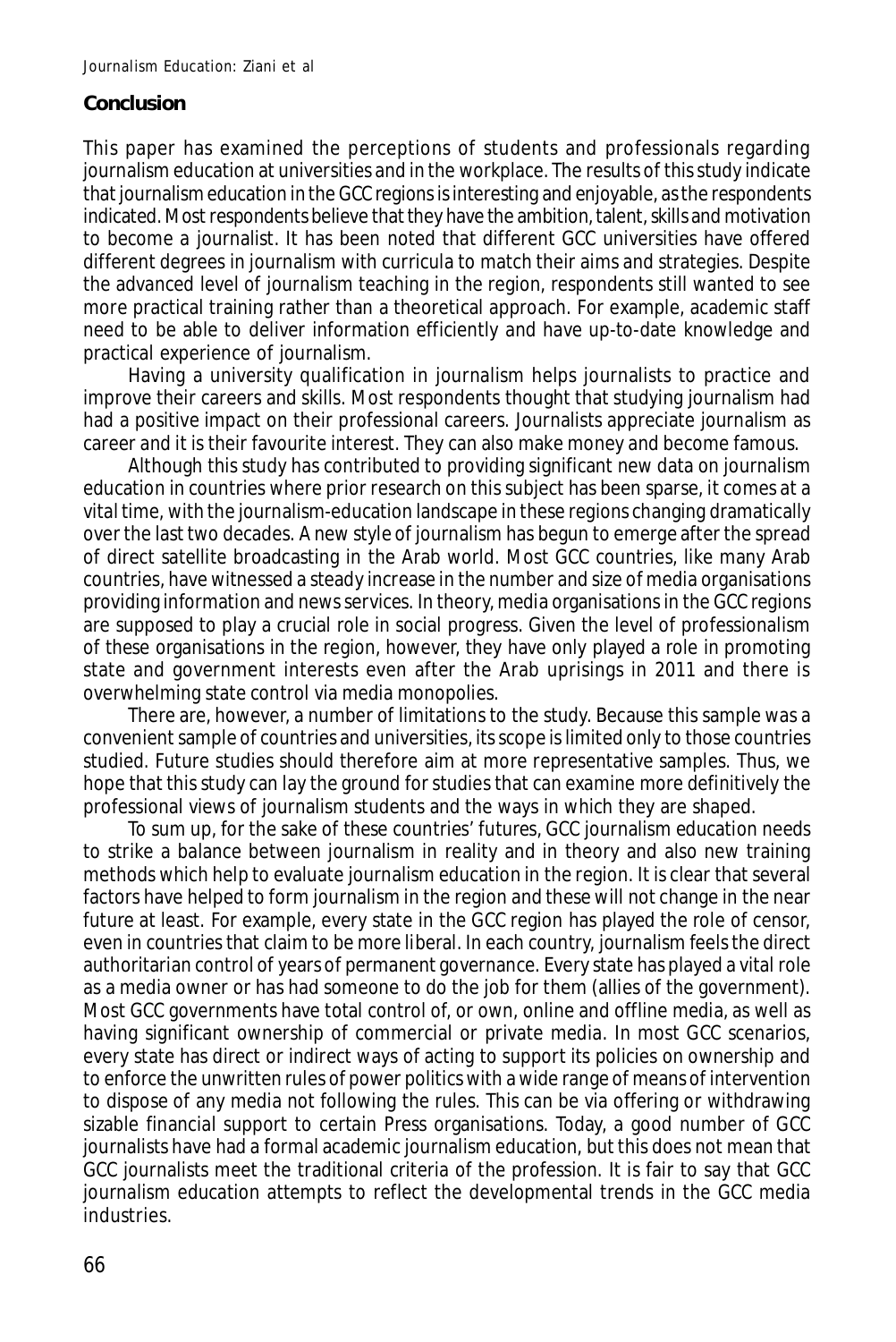## Conclusion

This paper has examined the perceptions of students and professionals regarding journalism education at universities and in the workplace. The results of this study indicate that journalism education in the GCC regions is interesting and enjoyable, as the respondents indicated. Most respondents believe that they have the ambition, talent, skills and motivation to become a journalist. It has been noted that different GCC universities have offered different degrees in journalism with curricula to match their aims and strategies. Despite the advanced level of journalism teaching in the region, respondents still wanted to see more practical training rather than a theoretical approach. For example, academic staff need to be able to deliver information efficiently and have up-to-date knowledge and practical experience of journalism.

Having a university qualification in journalism helps journalists to practice and improve their careers and skills. Most respondents thought that studying journalism had had a positive impact on their professional careers. Journalists appreciate journalism as career and it is their favourite interest. They can also make money and become famous.

Although this study has contributed to providing significant new data on journalism education in countries where prior research on this subject has been sparse, it comes at a vital time, with the journalism-education landscape in these regions changing dramatically over the last two decades. A new style of journalism has begun to emerge after the spread of direct satellite broadcasting in the Arab world. Most GCC countries, like many Arab countries, have witnessed a steady increase in the number and size of media organisations providing information and news services. In theory, media organisations in the GCC regions are supposed to play a crucial role in social progress. Given the level of professionalism of these organisations in the region, however, they have only played a role in promoting state and government interests even after the Arab uprisings in 2011 and there is overwhelming state control via media monopolies.

There are, however, a number of limitations to the study. Because this sample was a convenient sample of countries and universities, its scope is limited only to those countries studied. Future studies should therefore aim at more representative samples. Thus, we hope that this study can lay the ground for studies that can examine more definitively the professional views of journalism students and the ways in which they are shaped.

To sum up, for the sake of these countries' futures, GCC journalism education needs to strike a balance between journalism in reality and in theory and also new training methods which help to evaluate journalism education in the region. It is clear that several factors have helped to form journalism in the region and these will not change in the near future at least. For example, every state in the GCC region has played the role of censor, even in countries that claim to be more liberal. In each country, journalism feels the direct authoritarian control of years of permanent governance. Every state has played a vital role as a media owner or has had someone to do the job for them (allies of the government). Most GCC governments have total control of, or own, online and offline media, as well as having significant ownership of commercial or private media. In most GCC scenarios, every state has direct or indirect ways of acting to support its policies on ownership and to enforce the unwritten rules of power politics with a wide range of means of intervention to dispose of any media not following the rules. This can be via offering or withdrawing sizable financial support to certain Press organisations. Today, a good number of GCC journalists have had a formal academic journalism education, but this does not mean that GCC journalists meet the traditional criteria of the profession. It is fair to say that GCC journalism education attempts to reflect the developmental trends in the GCC media industries.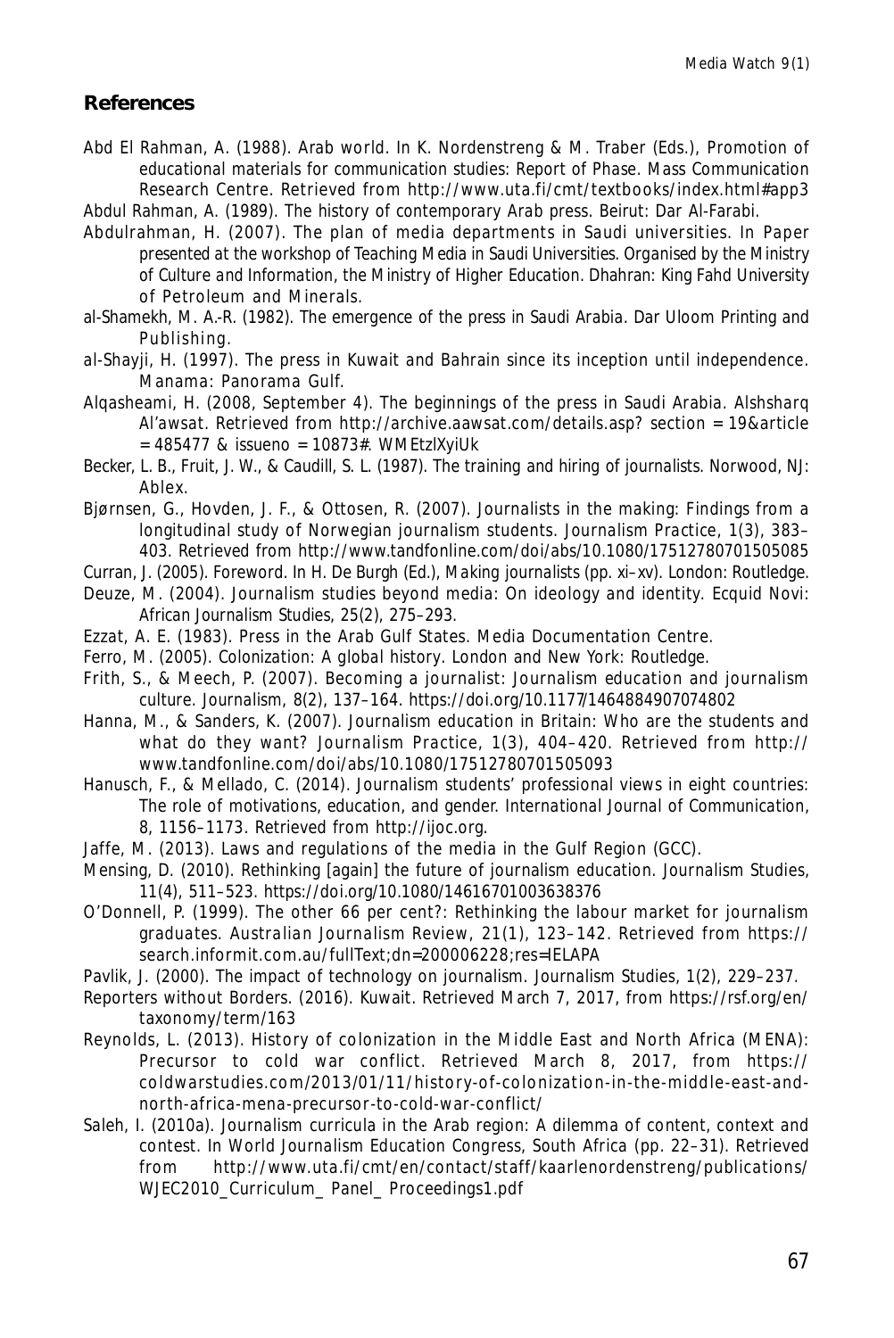## References

Abd El Rahman, A. (1988). Arab world. In K. Nordenstreng & M. Traber (Eds.), Promotion of educational materials for communication studies: Report of Phase. Mass Communication Research Centre. Retrieved from http://www.uta.fi/cmt/textbooks/index.html#app3

Abdul Rahman, A. (1989). The history of contemporary Arab press. Beirut: Dar Al-Farabi.

Abdulrahman, H. (2007). The plan of media departments in Saudi universities. In Paper presented at the workshop of Teaching Media in Saudi Universities. Organised by the Ministry of Culture and Information, the Ministry of Higher Education. Dhahran: King Fahd University of Petroleum and Minerals.

al-Shamekh, M. A.-R. (1982). The emergence of the press in Saudi Arabia. Dar Uloom Printing and Publishing.

al-Shayji, H. (1997). The press in Kuwait and Bahrain since its inception until independence. Manama: Panorama Gulf.

Alqasheami, H. (2008, September 4). The beginnings of the press in Saudi Arabia. Alshsharq Al'awsat. Retrieved from http://archive.aawsat.com/details.asp? section = 19&article = 485477 & issueno = 10873#. WMEtzlXyiUk

Becker, L. B., Fruit, J. W., & Caudill, S. L. (1987). The training and hiring of journalists. Norwood, NJ: Ablex.

Bjørnsen, G., Hovden, J. F., & Ottosen, R. (2007). Journalists in the making: Findings from a longitudinal study of Norwegian journalism students. Journalism Practice, 1(3), 383–403. Retrieved from http://www.tandfonline.com/doi/abs/10.1080/17512780701505085

Curran, J. (2005). Foreword. In H. De Burgh (Ed.), Making journalists (pp. xi–xv). London: Routledge.

Deuze, M. (2004). Journalism studies beyond media: On ideology and identity. Ecquid Novi: African Journalism Studies, 25(2), 275–293.

Ezzat, A. E. (1983). Press in the Arab Gulf States. Media Documentation Centre.

Ferro, M. (2005). Colonization: A global history. London and New York: Routledge.

Frith, S., & Meech, P. (2007). Becoming a journalist: Journalism education and journalism culture. Journalism, 8(2), 137–164. https://doi.org/10.1177/1464884907074802

Hanna, M., & Sanders, K. (2007). Journalism education in Britain: Who are the students and what do they want? Journalism Practice, 1(3), 404–420. Retrieved from http://www.tandfonline.com/doi/abs/10.1080/17512780701505093

Hanusch, F., & Mellado, C. (2014). Journalism students' professional views in eight countries: The role of motivations, education, and gender. International Journal of Communication, 8, 1156–1173. Retrieved from http://ijoc.org.

Jaffe, M. (2013). Laws and regulations of the media in the Gulf Region (GCC).

Mensing, D. (2010). Rethinking [again] the future of journalism education. Journalism Studies, 11(4), 511–523. https://doi.org/10.1080/14616701003638376

O'Donnell, P. (1999). The other 66 per cent?: Rethinking the labour market for journalism graduates. Australian Journalism Review, 21(1), 123–142. Retrieved from https://search.informit.com.au/fullText;dn=200006228;res=IELAPA

Pavlik, J. (2000). The impact of technology on journalism. Journalism Studies, 1(2), 229–237.

Reporters without Borders. (2016). Kuwait. Retrieved March 7, 2017, from https://rsf.org/en/taxonomy/term/163

Reynolds, L. (2013). History of colonization in the Middle East and North Africa (MENA): Precursor to cold war conflict. Retrieved March 8, 2017, from https://coldwarstudies.com/2013/01/11/history-of-colonization-in-the-middle-east-and-north-africa-mena-precursor-to-cold-war-conflict/

Saleh, I. (2010a). Journalism curricula in the Arab region: A dilemma of content, context and contest. In World Journalism Education Congress, South Africa (pp. 22–31). Retrieved from http://www.uta.fi/cmt/en/contact/staff/kaarlenordenstreng/publications/WJEC2010_Curriculum_ Panel_ Proceedings1.pdf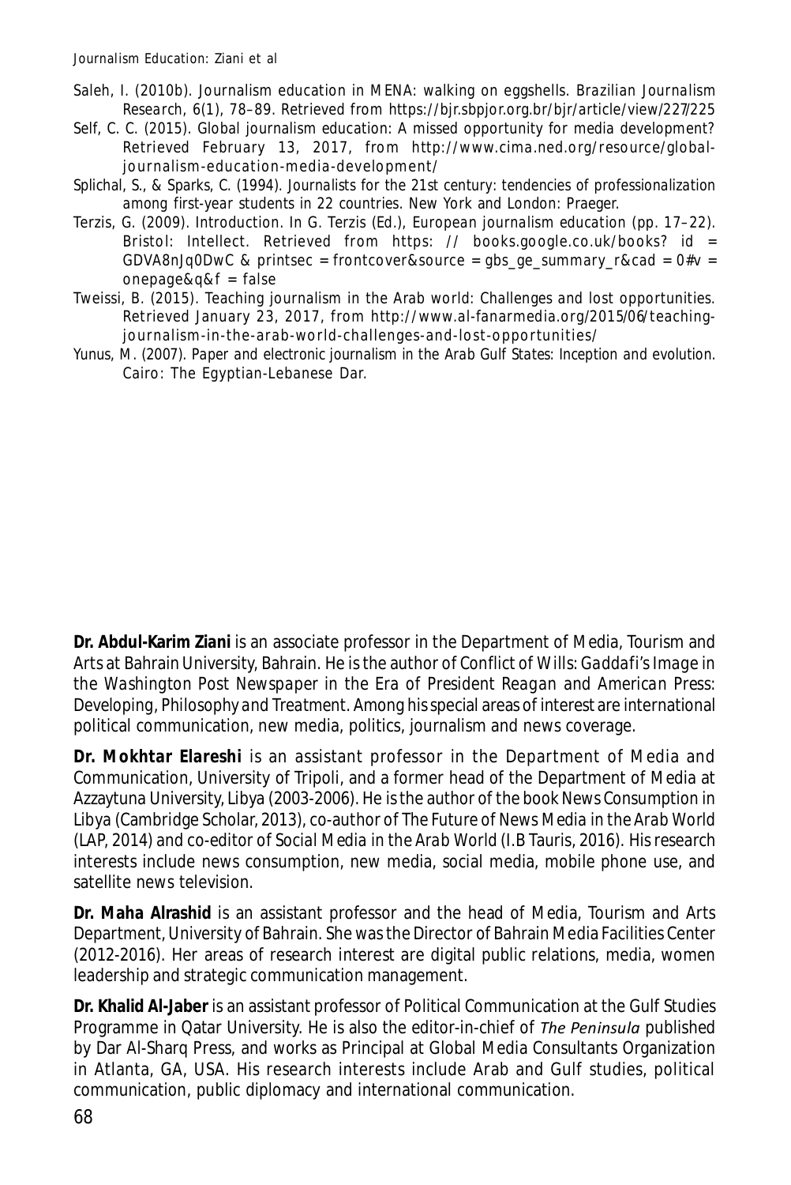Saleh, I. (2010b). Journalism education in MENA: walking on eggshells. *Brazilian Journalism Research*, 6(1), 78–89. Retrieved from https://bjr.sbpjor.org.br/bjr/article/view/227/225

Self, C. C. (2015). Global journalism education: A missed opportunity for media development? Retrieved February 13, 2017, from http://www.cima.ned.org/resource/global-journalism-education-media-development/

Splichal, S., & Sparks, C. (1994). *Journalists for the 21st century: tendencies of professionalization among first-year students in 22 countries*. New York and London: Praeger.

Terzis, G. (2009). Introduction. In G. Terzis (Ed.), *European journalism education* (pp. 17–22). Bristol: Intellect. Retrieved from https: // books.google.co.uk/books? id = GDVA8nJq0DwC & printsec = frontcover&source = gbs_ge_summary_r&cad = 0#v = onepage&q&f = false

Tweissi, B. (2015). Teaching journalism in the Arab world: Challenges and lost opportunities. Retrieved January 23, 2017, from http://www.al-fanarmedia.org/2015/06/teaching-journalism-in-the-arab-world-challenges-and-lost-opportunities/

Yunus, M. (2007). *Paper and electronic journalism in the Arab Gulf States: Inception and evolution*. Cairo: The Egyptian-Lebanese Dar.

**Dr. Abdul-Karim Ziani** is an associate professor in the Department of Media, Tourism and Arts at Bahrain University, Bahrain. He is the author of *Conflict of Wills: Gaddafi's Image in the Washington Post Newspaper in the Era of President Reagan and American Press: Developing, Philosophy and Treatment*. Among his special areas of interest are international political communication, new media, politics, journalism and news coverage.

**Dr. Mokhtar Elareshi** is an assistant professor in the Department of Media and Communication, University of Tripoli, and a former head of the Department of Media at Azzaytuna University, Libya (2003-2006). He is the author of the book *News Consumption in Libya* (Cambridge Scholar, 2013), co-author of *The Future of News Media in the Arab World* (LAP, 2014) and co-editor of *Social Media in the Arab World* (I.B Tauris, 2016). His research interests include news consumption, new media, social media, mobile phone use, and satellite news television.

**Dr. Maha Alrashid** is an assistant professor and the head of Media, Tourism and Arts Department, University of Bahrain. She was the Director of Bahrain Media Facilities Center (2012-2016). Her areas of research interest are digital public relations, media, women leadership and strategic communication management.

**Dr. Khalid Al-Jaber** is an assistant professor of Political Communication at the Gulf Studies Programme in Qatar University. He is also the editor-in-chief of *The Peninsula* published by Dar Al-Sharq Press, and works as Principal at Global Media Consultants Organization in Atlanta, GA, USA. His research interests include Arab and Gulf studies, political communication, public diplomacy and international communication.